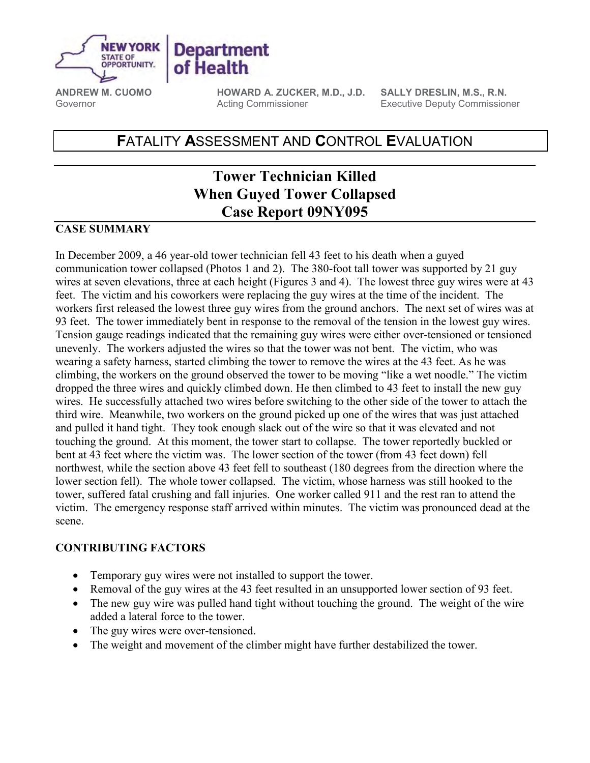NEW YORK STATE OF OPPORTUNITY. | Department of Health

**ANDREW M. CUOMO**
Governor

**HOWARD A. ZUCKER, M.D., J.D.**
Acting Commissioner

**SALLY DRESLIN, M.S., R.N.**
Executive Deputy Commissioner

**F**ATALITY **A**SSESSMENT AND **C**ONTROL **E**VALUATION

# Tower Technician Killed When Guyed Tower Collapsed Case Report 09NY095

## CASE SUMMARY

In December 2009, a 46 year-old tower technician fell 43 feet to his death when a guyed communication tower collapsed (Photos 1 and 2). The 380-foot tall tower was supported by 21 guy wires at seven elevations, three at each height (Figures 3 and 4). The lowest three guy wires were at 43 feet. The victim and his coworkers were replacing the guy wires at the time of the incident. The workers first released the lowest three guy wires from the ground anchors. The next set of wires was at 93 feet. The tower immediately bent in response to the removal of the tension in the lowest guy wires. Tension gauge readings indicated that the remaining guy wires were either over-tensioned or tensioned unevenly. The workers adjusted the wires so that the tower was not bent. The victim, who was wearing a safety harness, started climbing the tower to remove the wires at the 43 feet. As he was climbing, the workers on the ground observed the tower to be moving "like a wet noodle." The victim dropped the three wires and quickly climbed down. He then climbed to 43 feet to install the new guy wires. He successfully attached two wires before switching to the other side of the tower to attach the third wire. Meanwhile, two workers on the ground picked up one of the wires that was just attached and pulled it hand tight. They took enough slack out of the wire so that it was elevated and not touching the ground. At this moment, the tower start to collapse. The tower reportedly buckled or bent at 43 feet where the victim was. The lower section of the tower (from 43 feet down) fell northwest, while the section above 43 feet fell to southeast (180 degrees from the direction where the lower section fell). The whole tower collapsed. The victim, whose harness was still hooked to the tower, suffered fatal crushing and fall injuries. One worker called 911 and the rest ran to attend the victim. The emergency response staff arrived within minutes. The victim was pronounced dead at the scene.

## CONTRIBUTING FACTORS

- Temporary guy wires were not installed to support the tower.
- Removal of the guy wires at the 43 feet resulted in an unsupported lower section of 93 feet.
- The new guy wire was pulled hand tight without touching the ground. The weight of the wire added a lateral force to the tower.
- The guy wires were over-tensioned.
- The weight and movement of the climber might have further destabilized the tower.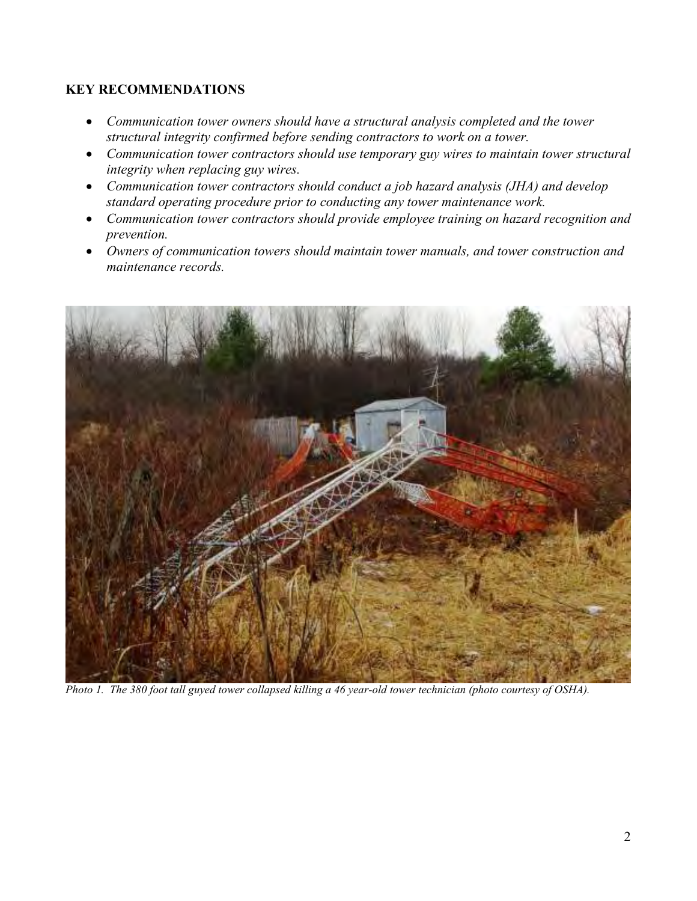**KEY RECOMMENDATIONS**

- *Communication tower owners should have a structural analysis completed and the tower structural integrity confirmed before sending contractors to work on a tower.*
- *Communication tower contractors should use temporary guy wires to maintain tower structural integrity when replacing guy wires.*
- *Communication tower contractors should conduct a job hazard analysis (JHA) and develop standard operating procedure prior to conducting any tower maintenance work.*
- *Communication tower contractors should provide employee training on hazard recognition and prevention.*
- *Owners of communication towers should maintain tower manuals, and tower construction and maintenance records.*

*Photo 1. The 380 foot tall guyed tower collapsed killing a 46 year-old tower technician (photo courtesy of OSHA).*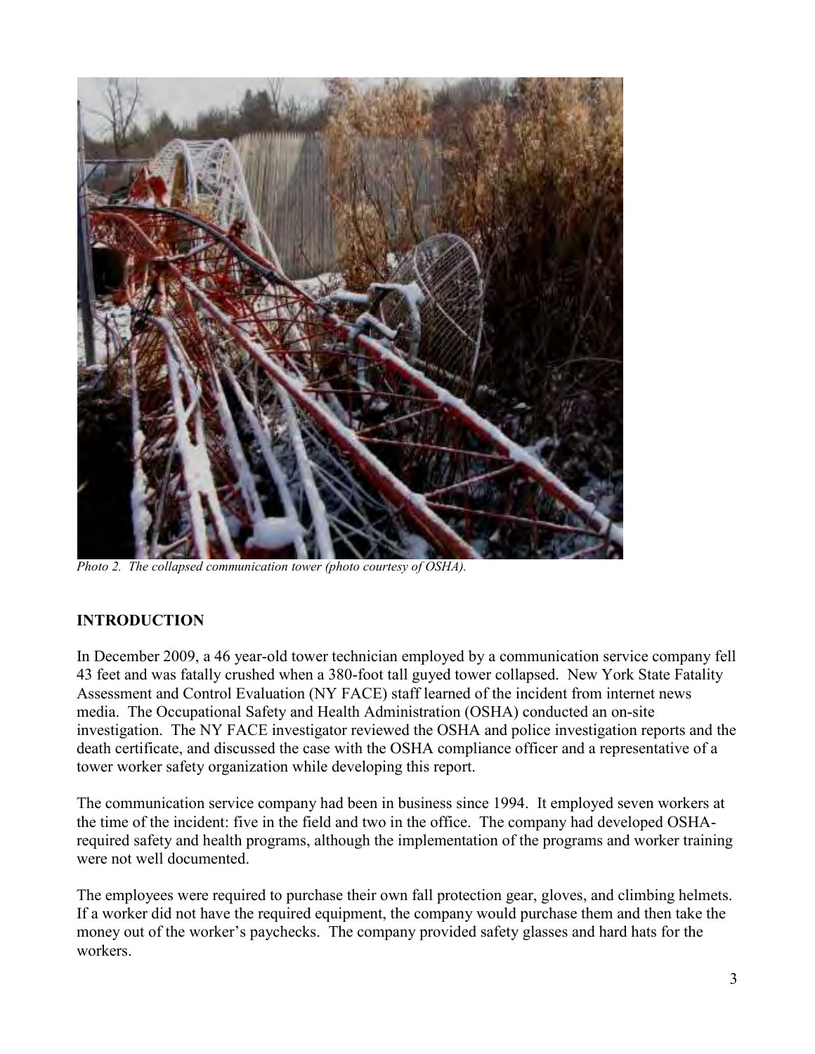*Photo 2. The collapsed communication tower (photo courtesy of OSHA).*

## INTRODUCTION

In December 2009, a 46 year-old tower technician employed by a communication service company fell 43 feet and was fatally crushed when a 380-foot tall guyed tower collapsed. New York State Fatality Assessment and Control Evaluation (NY FACE) staff learned of the incident from internet news media. The Occupational Safety and Health Administration (OSHA) conducted an on-site investigation. The NY FACE investigator reviewed the OSHA and police investigation reports and the death certificate, and discussed the case with the OSHA compliance officer and a representative of a tower worker safety organization while developing this report.

The communication service company had been in business since 1994. It employed seven workers at the time of the incident: five in the field and two in the office. The company had developed OSHA-required safety and health programs, although the implementation of the programs and worker training were not well documented.

The employees were required to purchase their own fall protection gear, gloves, and climbing helmets. If a worker did not have the required equipment, the company would purchase them and then take the money out of the worker's paychecks. The company provided safety glasses and hard hats for the workers.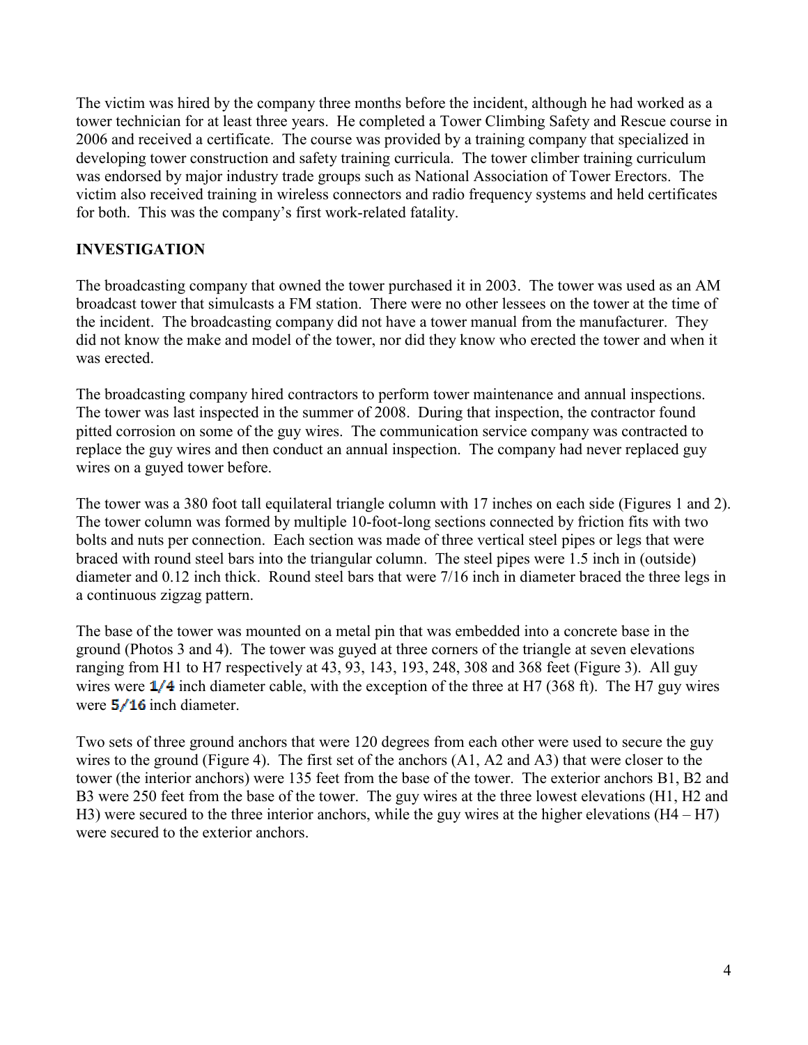The victim was hired by the company three months before the incident, although he had worked as a tower technician for at least three years. He completed a Tower Climbing Safety and Rescue course in 2006 and received a certificate. The course was provided by a training company that specialized in developing tower construction and safety training curricula. The tower climber training curriculum was endorsed by major industry trade groups such as National Association of Tower Erectors. The victim also received training in wireless connectors and radio frequency systems and held certificates for both. This was the company's first work-related fatality.

## INVESTIGATION

The broadcasting company that owned the tower purchased it in 2003. The tower was used as an AM broadcast tower that simulcasts a FM station. There were no other lessees on the tower at the time of the incident. The broadcasting company did not have a tower manual from the manufacturer. They did not know the make and model of the tower, nor did they know who erected the tower and when it was erected.

The broadcasting company hired contractors to perform tower maintenance and annual inspections. The tower was last inspected in the summer of 2008. During that inspection, the contractor found pitted corrosion on some of the guy wires. The communication service company was contracted to replace the guy wires and then conduct an annual inspection. The company had never replaced guy wires on a guyed tower before.

The tower was a 380 foot tall equilateral triangle column with 17 inches on each side (Figures 1 and 2). The tower column was formed by multiple 10-foot-long sections connected by friction fits with two bolts and nuts per connection. Each section was made of three vertical steel pipes or legs that were braced with round steel bars into the triangular column. The steel pipes were 1.5 inch in (outside) diameter and 0.12 inch thick. Round steel bars that were 7/16 inch in diameter braced the three legs in a continuous zigzag pattern.

The base of the tower was mounted on a metal pin that was embedded into a concrete base in the ground (Photos 3 and 4). The tower was guyed at three corners of the triangle at seven elevations ranging from H1 to H7 respectively at 43, 93, 143, 193, 248, 308 and 368 feet (Figure 3). All guy wires were 1/4 inch diameter cable, with the exception of the three at H7 (368 ft). The H7 guy wires were 5/16 inch diameter.

Two sets of three ground anchors that were 120 degrees from each other were used to secure the guy wires to the ground (Figure 4). The first set of the anchors (A1, A2 and A3) that were closer to the tower (the interior anchors) were 135 feet from the base of the tower. The exterior anchors B1, B2 and B3 were 250 feet from the base of the tower. The guy wires at the three lowest elevations (H1, H2 and H3) were secured to the three interior anchors, while the guy wires at the higher elevations (H4 – H7) were secured to the exterior anchors.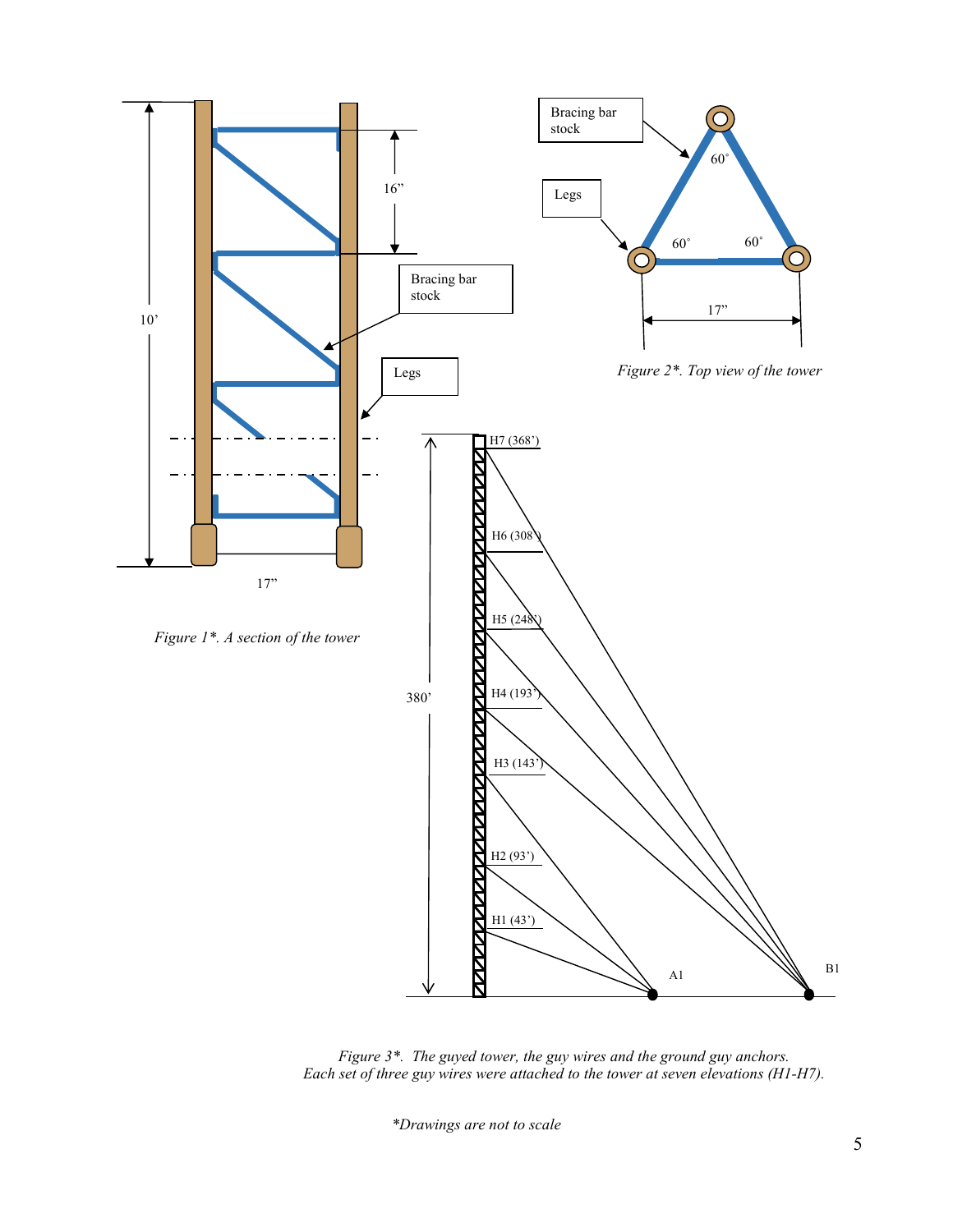*Figure 1\*. A section of the tower*

*Figure 2\*. Top view of the tower*

*Figure 3\*. The guyed tower, the guy wires and the ground guy anchors. Each set of three guy wires were attached to the tower at seven elevations (H1-H7).*

*\*Drawings are not to scale*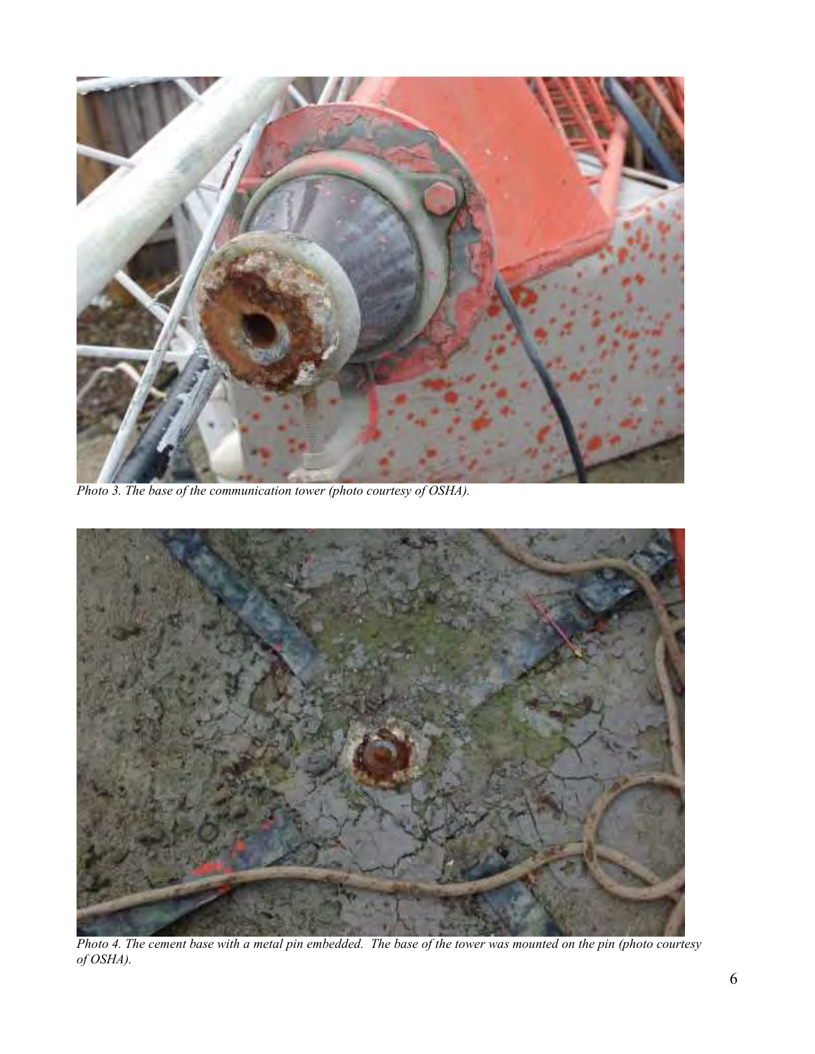*Photo 3. The base of the communication tower (photo courtesy of OSHA).*

*Photo 4. The cement base with a metal pin embedded. The base of the tower was mounted on the pin (photo courtesy of OSHA).*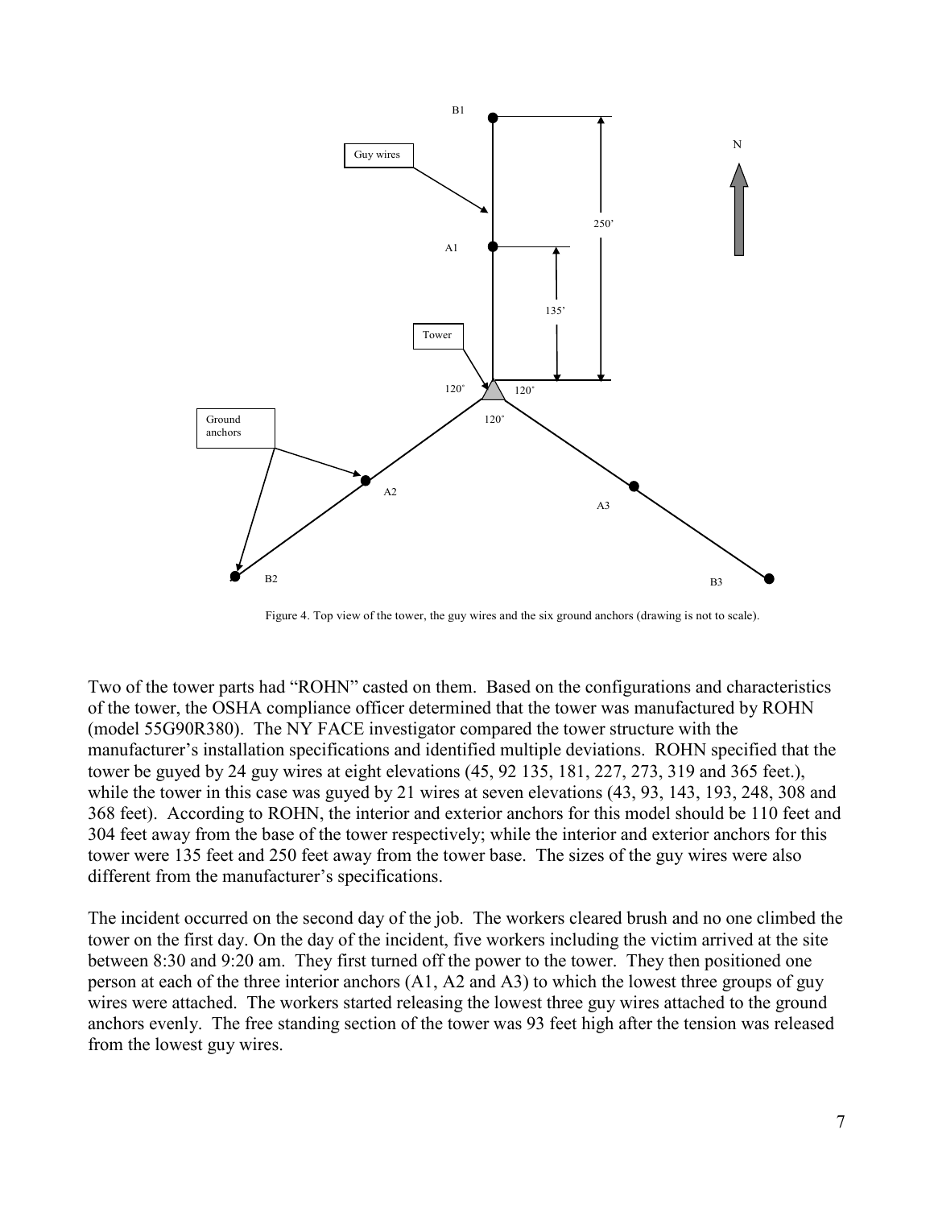Figure 4. Top view of the tower, the guy wires and the six ground anchors (drawing is not to scale).

Two of the tower parts had "ROHN" casted on them. Based on the configurations and characteristics of the tower, the OSHA compliance officer determined that the tower was manufactured by ROHN (model 55G90R380). The NY FACE investigator compared the tower structure with the manufacturer's installation specifications and identified multiple deviations. ROHN specified that the tower be guyed by 24 guy wires at eight elevations (45, 92 135, 181, 227, 273, 319 and 365 feet.), while the tower in this case was guyed by 21 wires at seven elevations (43, 93, 143, 193, 248, 308 and 368 feet). According to ROHN, the interior and exterior anchors for this model should be 110 feet and 304 feet away from the base of the tower respectively; while the interior and exterior anchors for this tower were 135 feet and 250 feet away from the tower base. The sizes of the guy wires were also different from the manufacturer's specifications.

The incident occurred on the second day of the job. The workers cleared brush and no one climbed the tower on the first day. On the day of the incident, five workers including the victim arrived at the site between 8:30 and 9:20 am. They first turned off the power to the tower. They then positioned one person at each of the three interior anchors (A1, A2 and A3) to which the lowest three groups of guy wires were attached. The workers started releasing the lowest three guy wires attached to the ground anchors evenly. The free standing section of the tower was 93 feet high after the tension was released from the lowest guy wires.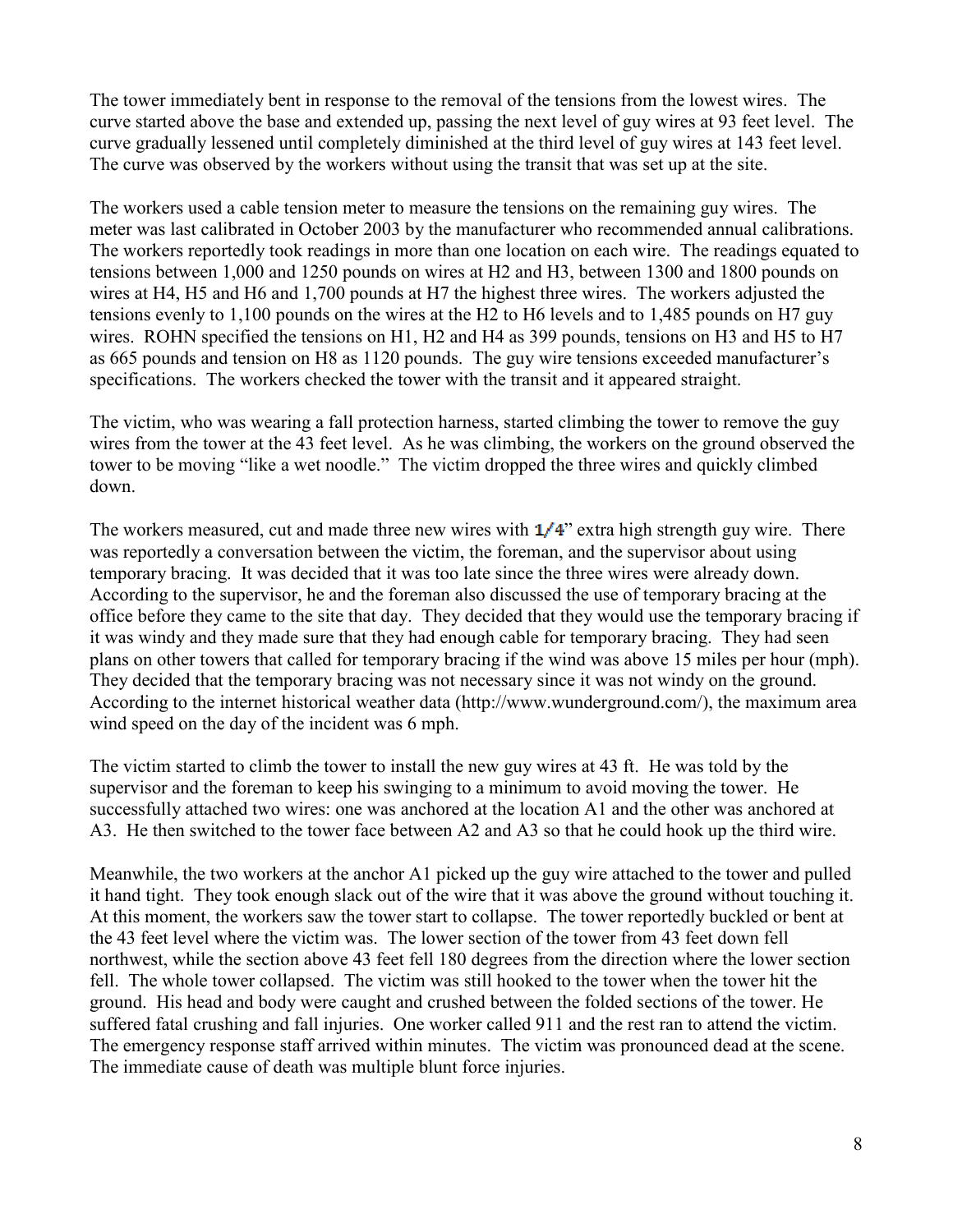The tower immediately bent in response to the removal of the tensions from the lowest wires. The curve started above the base and extended up, passing the next level of guy wires at 93 feet level. The curve gradually lessened until completely diminished at the third level of guy wires at 143 feet level. The curve was observed by the workers without using the transit that was set up at the site.

The workers used a cable tension meter to measure the tensions on the remaining guy wires. The meter was last calibrated in October 2003 by the manufacturer who recommended annual calibrations. The workers reportedly took readings in more than one location on each wire. The readings equated to tensions between 1,000 and 1250 pounds on wires at H2 and H3, between 1300 and 1800 pounds on wires at H4, H5 and H6 and 1,700 pounds at H7 the highest three wires. The workers adjusted the tensions evenly to 1,100 pounds on the wires at the H2 to H6 levels and to 1,485 pounds on H7 guy wires. ROHN specified the tensions on H1, H2 and H4 as 399 pounds, tensions on H3 and H5 to H7 as 665 pounds and tension on H8 as 1120 pounds. The guy wire tensions exceeded manufacturer's specifications. The workers checked the tower with the transit and it appeared straight.

The victim, who was wearing a fall protection harness, started climbing the tower to remove the guy wires from the tower at the 43 feet level. As he was climbing, the workers on the ground observed the tower to be moving "like a wet noodle." The victim dropped the three wires and quickly climbed down.

The workers measured, cut and made three new wires with 1/4" extra high strength guy wire. There was reportedly a conversation between the victim, the foreman, and the supervisor about using temporary bracing. It was decided that it was too late since the three wires were already down. According to the supervisor, he and the foreman also discussed the use of temporary bracing at the office before they came to the site that day. They decided that they would use the temporary bracing if it was windy and they made sure that they had enough cable for temporary bracing. They had seen plans on other towers that called for temporary bracing if the wind was above 15 miles per hour (mph). They decided that the temporary bracing was not necessary since it was not windy on the ground. According to the internet historical weather data (http://www.wunderground.com/), the maximum area wind speed on the day of the incident was 6 mph.

The victim started to climb the tower to install the new guy wires at 43 ft. He was told by the supervisor and the foreman to keep his swinging to a minimum to avoid moving the tower. He successfully attached two wires: one was anchored at the location A1 and the other was anchored at A3. He then switched to the tower face between A2 and A3 so that he could hook up the third wire.

Meanwhile, the two workers at the anchor A1 picked up the guy wire attached to the tower and pulled it hand tight. They took enough slack out of the wire that it was above the ground without touching it. At this moment, the workers saw the tower start to collapse. The tower reportedly buckled or bent at the 43 feet level where the victim was. The lower section of the tower from 43 feet down fell northwest, while the section above 43 feet fell 180 degrees from the direction where the lower section fell. The whole tower collapsed. The victim was still hooked to the tower when the tower hit the ground. His head and body were caught and crushed between the folded sections of the tower. He suffered fatal crushing and fall injuries. One worker called 911 and the rest ran to attend the victim. The emergency response staff arrived within minutes. The victim was pronounced dead at the scene. The immediate cause of death was multiple blunt force injuries.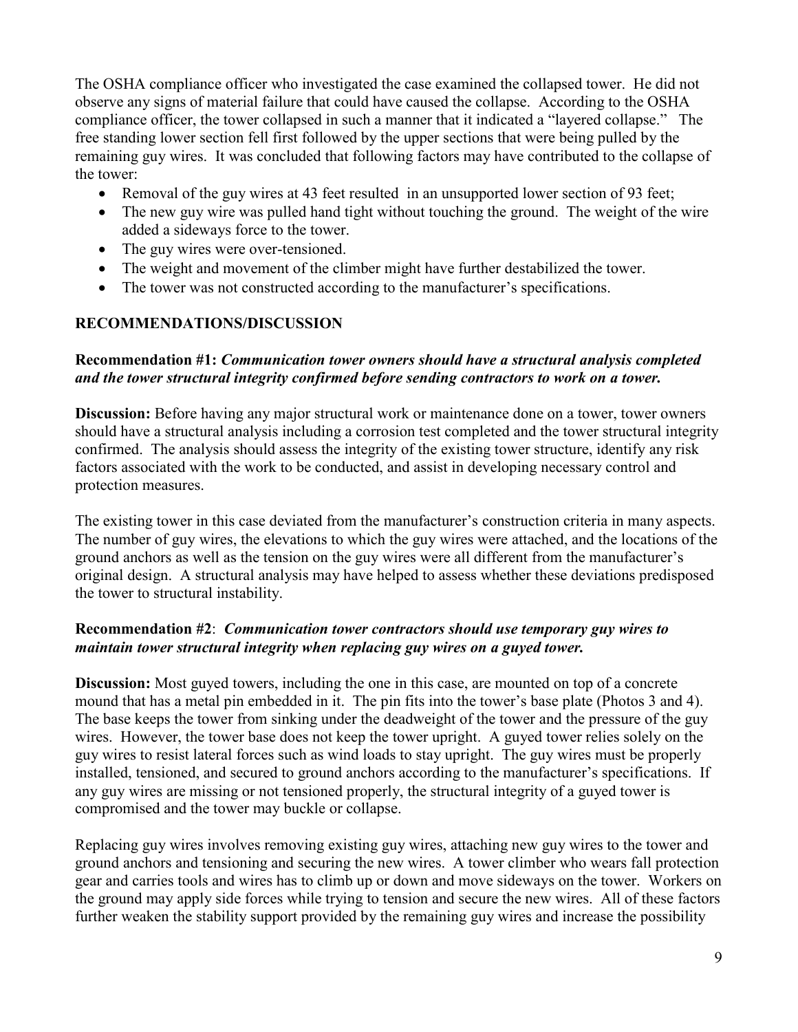The OSHA compliance officer who investigated the case examined the collapsed tower. He did not observe any signs of material failure that could have caused the collapse. According to the OSHA compliance officer, the tower collapsed in such a manner that it indicated a "layered collapse." The free standing lower section fell first followed by the upper sections that were being pulled by the remaining guy wires. It was concluded that following factors may have contributed to the collapse of the tower:

- Removal of the guy wires at 43 feet resulted in an unsupported lower section of 93 feet;
- The new guy wire was pulled hand tight without touching the ground. The weight of the wire added a sideways force to the tower.
- The guy wires were over-tensioned.
- The weight and movement of the climber might have further destabilized the tower.
- The tower was not constructed according to the manufacturer's specifications.

## RECOMMENDATIONS/DISCUSSION

**Recommendation #1:** ***Communication tower owners should have a structural analysis completed and the tower structural integrity confirmed before sending contractors to work on a tower.***

**Discussion:** Before having any major structural work or maintenance done on a tower, tower owners should have a structural analysis including a corrosion test completed and the tower structural integrity confirmed. The analysis should assess the integrity of the existing tower structure, identify any risk factors associated with the work to be conducted, and assist in developing necessary control and protection measures.

The existing tower in this case deviated from the manufacturer's construction criteria in many aspects. The number of guy wires, the elevations to which the guy wires were attached, and the locations of the ground anchors as well as the tension on the guy wires were all different from the manufacturer's original design. A structural analysis may have helped to assess whether these deviations predisposed the tower to structural instability.

**Recommendation #2**: ***Communication tower contractors should use temporary guy wires to maintain tower structural integrity when replacing guy wires on a guyed tower.***

**Discussion:** Most guyed towers, including the one in this case, are mounted on top of a concrete mound that has a metal pin embedded in it. The pin fits into the tower's base plate (Photos 3 and 4). The base keeps the tower from sinking under the deadweight of the tower and the pressure of the guy wires. However, the tower base does not keep the tower upright. A guyed tower relies solely on the guy wires to resist lateral forces such as wind loads to stay upright. The guy wires must be properly installed, tensioned, and secured to ground anchors according to the manufacturer's specifications. If any guy wires are missing or not tensioned properly, the structural integrity of a guyed tower is compromised and the tower may buckle or collapse.

Replacing guy wires involves removing existing guy wires, attaching new guy wires to the tower and ground anchors and tensioning and securing the new wires. A tower climber who wears fall protection gear and carries tools and wires has to climb up or down and move sideways on the tower. Workers on the ground may apply side forces while trying to tension and secure the new wires. All of these factors further weaken the stability support provided by the remaining guy wires and increase the possibility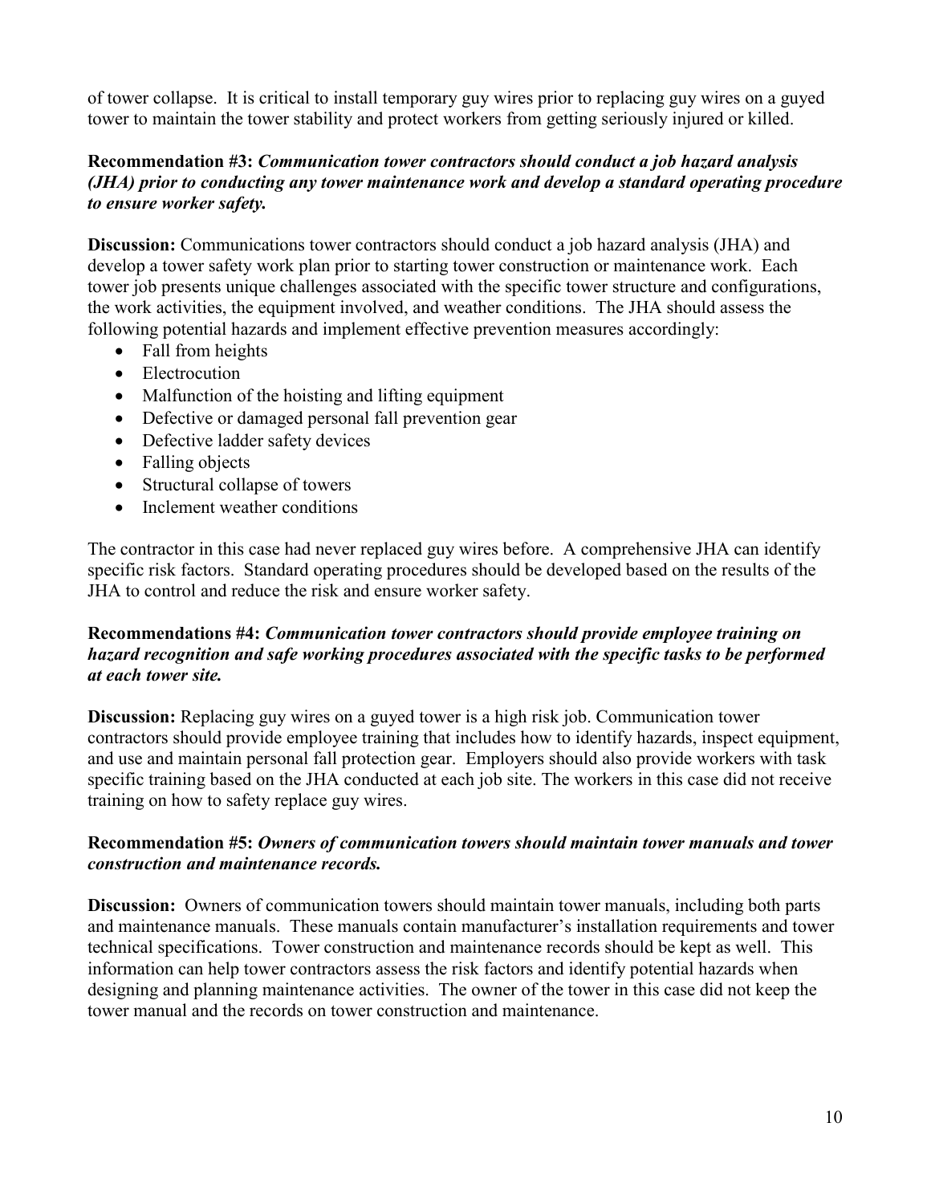of tower collapse. It is critical to install temporary guy wires prior to replacing guy wires on a guyed tower to maintain the tower stability and protect workers from getting seriously injured or killed.

**Recommendation #3:** ***Communication tower contractors should conduct a job hazard analysis (JHA) prior to conducting any tower maintenance work and develop a standard operating procedure to ensure worker safety.***

**Discussion:** Communications tower contractors should conduct a job hazard analysis (JHA) and develop a tower safety work plan prior to starting tower construction or maintenance work. Each tower job presents unique challenges associated with the specific tower structure and configurations, the work activities, the equipment involved, and weather conditions. The JHA should assess the following potential hazards and implement effective prevention measures accordingly:

- Fall from heights
- Electrocution
- Malfunction of the hoisting and lifting equipment
- Defective or damaged personal fall prevention gear
- Defective ladder safety devices
- Falling objects
- Structural collapse of towers
- Inclement weather conditions

The contractor in this case had never replaced guy wires before. A comprehensive JHA can identify specific risk factors. Standard operating procedures should be developed based on the results of the JHA to control and reduce the risk and ensure worker safety.

**Recommendations #4:** ***Communication tower contractors should provide employee training on hazard recognition and safe working procedures associated with the specific tasks to be performed at each tower site.***

**Discussion:** Replacing guy wires on a guyed tower is a high risk job. Communication tower contractors should provide employee training that includes how to identify hazards, inspect equipment, and use and maintain personal fall protection gear. Employers should also provide workers with task specific training based on the JHA conducted at each job site. The workers in this case did not receive training on how to safety replace guy wires.

**Recommendation #5:** ***Owners of communication towers should maintain tower manuals and tower construction and maintenance records.***

**Discussion:** Owners of communication towers should maintain tower manuals, including both parts and maintenance manuals. These manuals contain manufacturer's installation requirements and tower technical specifications. Tower construction and maintenance records should be kept as well. This information can help tower contractors assess the risk factors and identify potential hazards when designing and planning maintenance activities. The owner of the tower in this case did not keep the tower manual and the records on tower construction and maintenance.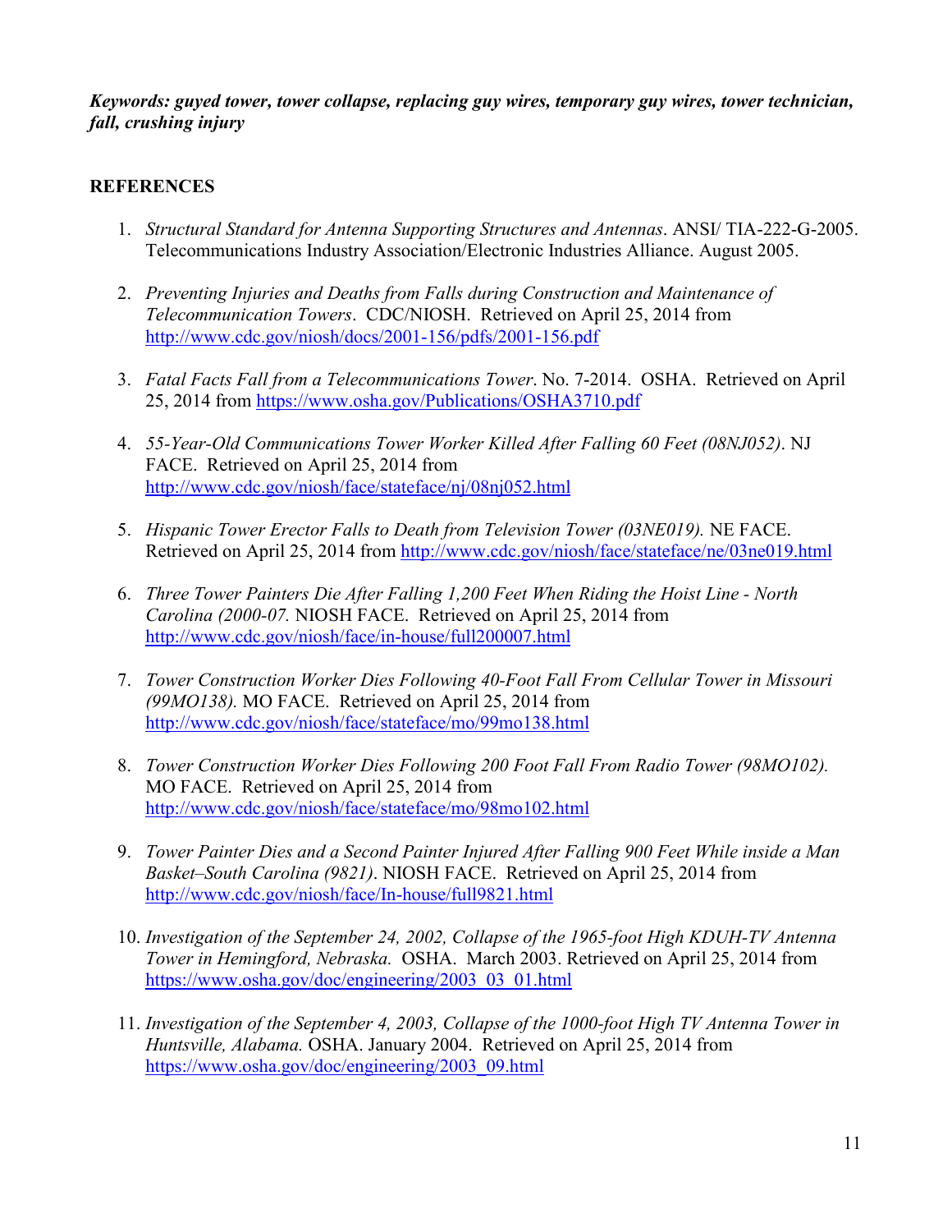***Keywords: guyed tower, tower collapse, replacing guy wires, temporary guy wires, tower technician, fall, crushing injury***

## REFERENCES

1. *Structural Standard for Antenna Supporting Structures and Antennas*. ANSI/ TIA-222-G-2005. Telecommunications Industry Association/Electronic Industries Alliance. August 2005.

2. *Preventing Injuries and Deaths from Falls during Construction and Maintenance of Telecommunication Towers*. CDC/NIOSH. Retrieved on April 25, 2014 from http://www.cdc.gov/niosh/docs/2001-156/pdfs/2001-156.pdf

3. *Fatal Facts Fall from a Telecommunications Tower*. No. 7-2014. OSHA. Retrieved on April 25, 2014 from https://www.osha.gov/Publications/OSHA3710.pdf

4. *55-Year-Old Communications Tower Worker Killed After Falling 60 Feet (08NJ052)*. NJ FACE. Retrieved on April 25, 2014 from http://www.cdc.gov/niosh/face/stateface/nj/08nj052.html

5. *Hispanic Tower Erector Falls to Death from Television Tower (03NE019).* NE FACE. Retrieved on April 25, 2014 from http://www.cdc.gov/niosh/face/stateface/ne/03ne019.html

6. *Three Tower Painters Die After Falling 1,200 Feet When Riding the Hoist Line - North Carolina (2000-07.* NIOSH FACE. Retrieved on April 25, 2014 from http://www.cdc.gov/niosh/face/in-house/full200007.html

7. *Tower Construction Worker Dies Following 40-Foot Fall From Cellular Tower in Missouri (99MO138).* MO FACE. Retrieved on April 25, 2014 from http://www.cdc.gov/niosh/face/stateface/mo/99mo138.html

8. *Tower Construction Worker Dies Following 200 Foot Fall From Radio Tower (98MO102).* MO FACE. Retrieved on April 25, 2014 from http://www.cdc.gov/niosh/face/stateface/mo/98mo102.html

9. *Tower Painter Dies and a Second Painter Injured After Falling 900 Feet While inside a Man Basket–South Carolina (9821)*. NIOSH FACE. Retrieved on April 25, 2014 from http://www.cdc.gov/niosh/face/In-house/full9821.html

10. *Investigation of the September 24, 2002, Collapse of the 1965-foot High KDUH-TV Antenna Tower in Hemingford, Nebraska.* OSHA. March 2003. Retrieved on April 25, 2014 from https://www.osha.gov/doc/engineering/2003_03_01.html

11. *Investigation of the September 4, 2003, Collapse of the 1000-foot High TV Antenna Tower in Huntsville, Alabama.* OSHA. January 2004. Retrieved on April 25, 2014 from https://www.osha.gov/doc/engineering/2003_09.html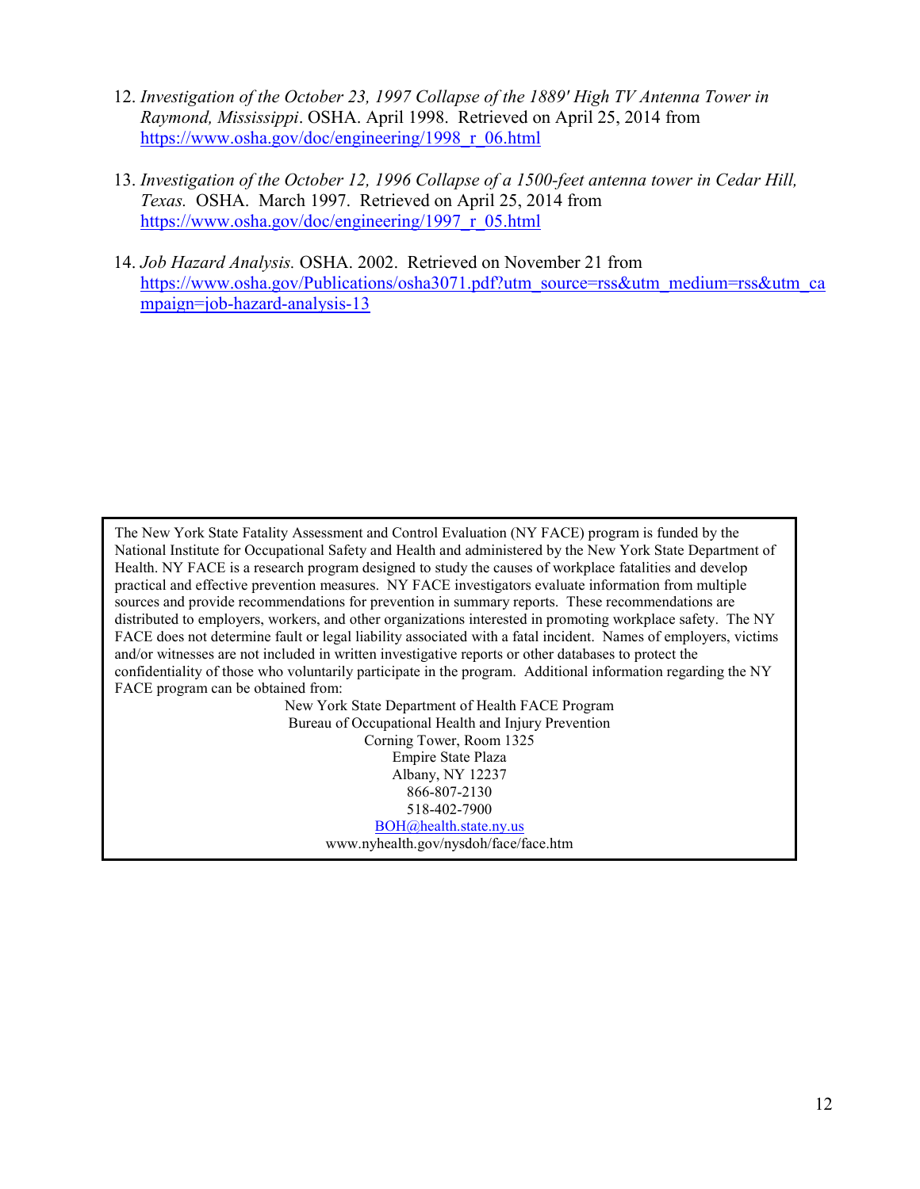12. *Investigation of the October 23, 1997 Collapse of the 1889' High TV Antenna Tower in Raymond, Mississippi*. OSHA. April 1998. Retrieved on April 25, 2014 from https://www.osha.gov/doc/engineering/1998_r_06.html

13. *Investigation of the October 12, 1996 Collapse of a 1500-feet antenna tower in Cedar Hill, Texas.* OSHA. March 1997. Retrieved on April 25, 2014 from https://www.osha.gov/doc/engineering/1997_r_05.html

14. *Job Hazard Analysis.* OSHA. 2002. Retrieved on November 21 from https://www.osha.gov/Publications/osha3071.pdf?utm_source=rss&utm_medium=rss&utm_campaign=job-hazard-analysis-13

The New York State Fatality Assessment and Control Evaluation (NY FACE) program is funded by the National Institute for Occupational Safety and Health and administered by the New York State Department of Health. NY FACE is a research program designed to study the causes of workplace fatalities and develop practical and effective prevention measures. NY FACE investigators evaluate information from multiple sources and provide recommendations for prevention in summary reports. These recommendations are distributed to employers, workers, and other organizations interested in promoting workplace safety. The NY FACE does not determine fault or legal liability associated with a fatal incident. Names of employers, victims and/or witnesses are not included in written investigative reports or other databases to protect the confidentiality of those who voluntarily participate in the program. Additional information regarding the NY FACE program can be obtained from:

New York State Department of Health FACE Program
Bureau of Occupational Health and Injury Prevention
Corning Tower, Room 1325
Empire State Plaza
Albany, NY 12237
866-807-2130
518-402-7900
BOH@health.state.ny.us
www.nyhealth.gov/nysdoh/face/face.htm